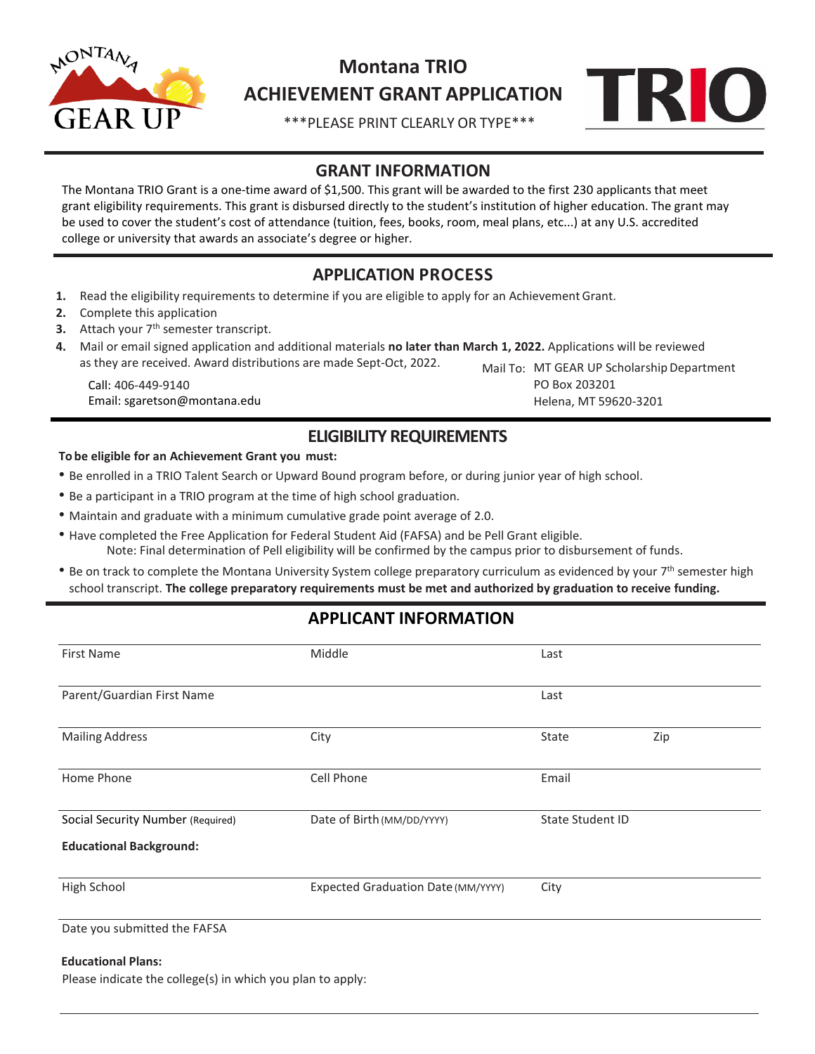# Montana TRIO
# ACHIEVEMENT GRANT APPLICATION

***PLEASE PRINT CLEARLY OR TYPE***

## GRANT INFORMATION

The Montana TRIO Grant is a one-time award of $1,500. This grant will be awarded to the first 230 applicants that meet grant eligibility requirements. This grant is disbursed directly to the student's institution of higher education. The grant may be used to cover the student's cost of attendance (tuition, fees, books, room, meal plans, etc...) at any U.S. accredited college or university that awards an associate's degree or higher.

## APPLICATION PROCESS

1. Read the eligibility requirements to determine if you are eligible to apply for an Achievement Grant.
2. Complete this application
3. Attach your 7th semester transcript.
4. Mail or email signed application and additional materials **no later than March 1, 2022.** Applications will be reviewed as they are received. Award distributions are made Sept-Oct, 2022.

Call: 406-449-9140
Email: sgaretson@montana.edu

Mail To: MT GEAR UP Scholarship Department
PO Box 203201
Helena, MT 59620-3201

## ELIGIBILITY REQUIREMENTS

**To be eligible for an Achievement Grant you must:**

- Be enrolled in a TRIO Talent Search or Upward Bound program before, or during junior year of high school.
- Be a participant in a TRIO program at the time of high school graduation.
- Maintain and graduate with a minimum cumulative grade point average of 2.0.
- Have completed the Free Application for Federal Student Aid (FAFSA) and be Pell Grant eligible.
  Note: Final determination of Pell eligibility will be confirmed by the campus prior to disbursement of funds.
- Be on track to complete the Montana University System college preparatory curriculum as evidenced by your 7th semester high school transcript. **The college preparatory requirements must be met and authorized by graduation to receive funding.**

## APPLICANT INFORMATION

First Name | Middle | Last

Parent/Guardian First Name | Last

Mailing Address | City | State | Zip

Home Phone | Cell Phone | Email

Social Security Number (Required) | Date of Birth (MM/DD/YYYY) | State Student ID

**Educational Background:**

High School | Expected Graduation Date (MM/YYYY) | City

Date you submitted the FAFSA

**Educational Plans:**

Please indicate the college(s) in which you plan to apply: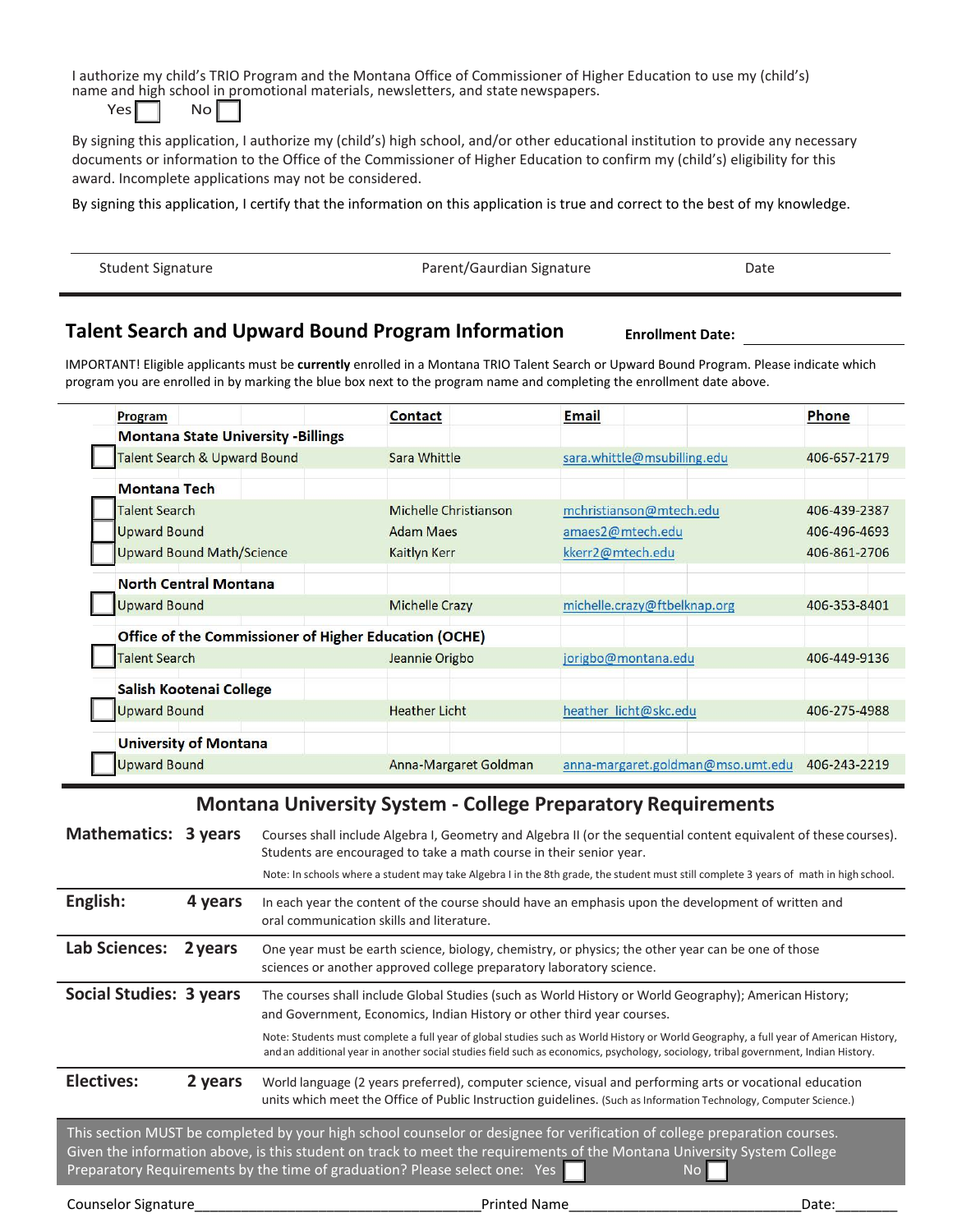I authorize my child's TRIO Program and the Montana Office of Commissioner of Higher Education to use my (child's) name and high school in promotional materials, newsletters, and state newspapers.

Yes ☐ No ☐

By signing this application, I authorize my (child's) high school, and/or other educational institution to provide any necessary documents or information to the Office of the Commissioner of Higher Education to confirm my (child's) eligibility for this award. Incomplete applications may not be considered.

By signing this application, I certify that the information on this application is true and correct to the best of my knowledge.

Student Signature | Parent/Gaurdian Signature | Date

## Talent Search and Upward Bound Program Information

**Enrollment Date:** ____________________

IMPORTANT! Eligible applicants must be **currently** enrolled in a Montana TRIO Talent Search or Upward Bound Program. Please indicate which program you are enrolled in by marking the blue box next to the program name and completing the enrollment date above.

| Program | Contact | Email | Phone |
|---|---|---|---|
| **Montana State University -Billings** | | | |
| ☐ Talent Search & Upward Bound | Sara Whittle | sara.whittle@msubilling.edu | 406-657-2179 |
| **Montana Tech** | | | |
| ☐ Talent Search | Michelle Christianson | mchristianson@mtech.edu | 406-439-2387 |
| ☐ Upward Bound | Adam Maes | amaes2@mtech.edu | 406-496-4693 |
| ☐ Upward Bound Math/Science | Kaitlyn Kerr | kkerr2@mtech.edu | 406-861-2706 |
| **North Central Montana** | | | |
| ☐ Upward Bound | Michelle Crazy | michelle.crazy@ftbelknap.org | 406-353-8401 |
| **Office of the Commissioner of Higher Education (OCHE)** | | | |
| ☐ Talent Search | Jeannie Origbo | jorigbo@montana.edu | 406-449-9136 |
| **Salish Kootenai College** | | | |
| ☐ Upward Bound | Heather Licht | heather_licht@skc.edu | 406-275-4988 |
| **University of Montana** | | | |
| ☐ Upward Bound | Anna-Margaret Goldman | anna-margaret.goldman@mso.umt.edu | 406-243-2219 |

## Montana University System - College Preparatory Requirements

| | | |
|---|---|---|
| **Mathematics:** | **3 years** | Courses shall include Algebra I, Geometry and Algebra II (or the sequential content equivalent of these courses). Students are encouraged to take a math course in their senior year. Note: In schools where a student may take Algebra I in the 8th grade, the student must still complete 3 years of math in high school. |
| **English:** | **4 years** | In each year the content of the course should have an emphasis upon the development of written and oral communication skills and literature. |
| **Lab Sciences:** | **2 years** | One year must be earth science, biology, chemistry, or physics; the other year can be one of those sciences or another approved college preparatory laboratory science. |
| **Social Studies:** | **3 years** | The courses shall include Global Studies (such as World History or World Geography); American History; and Government, Economics, Indian History or other third year courses. Note: Students must complete a full year of global studies such as World History or World Geography, a full year of American History, and an additional year in another social studies field such as economics, psychology, sociology, tribal government, Indian History. |
| **Electives:** | **2 years** | World language (2 years preferred), computer science, visual and performing arts or vocational education units which meet the Office of Public Instruction guidelines. (Such as Information Technology, Computer Science.) |

This section MUST be completed by your high school counselor or designee for verification of college preparation courses. Given the information above, is this student on track to meet the requirements of the Montana University System College Preparatory Requirements by the time of graduation? Please select one: Yes ☐ No ☐

Counselor Signature____________________________________Printed Name________________________________Date:_________